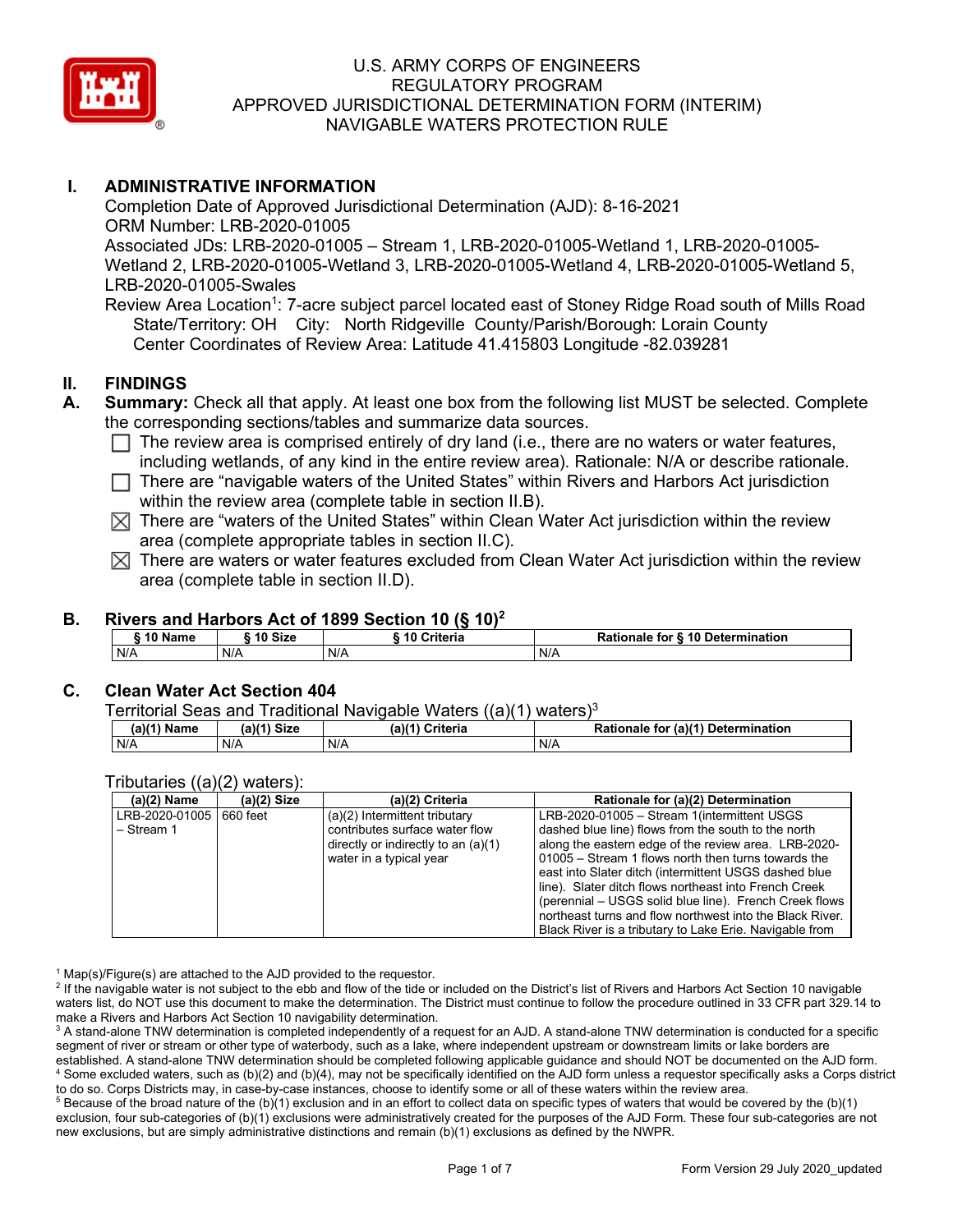U.S. ARMY CORPS OF ENGINEERS
REGULATORY PROGRAM
APPROVED JURISDICTIONAL DETERMINATION FORM (INTERIM)
NAVIGABLE WATERS PROTECTION RULE

## I. ADMINISTRATIVE INFORMATION

Completion Date of Approved Jurisdictional Determination (AJD): 8-16-2021
ORM Number: LRB-2020-01005
Associated JDs: LRB-2020-01005 – Stream 1, LRB-2020-01005-Wetland 1, LRB-2020-01005-Wetland 2, LRB-2020-01005-Wetland 3, LRB-2020-01005-Wetland 4, LRB-2020-01005-Wetland 5, LRB-2020-01005-Swales
Review Area Location[1]: 7-acre subject parcel located east of Stoney Ridge Road south of Mills Road
State/Territory: OH City: North Ridgeville County/Parish/Borough: Lorain County
Center Coordinates of Review Area: Latitude 41.415803 Longitude -82.039281

## II. FINDINGS

**A. Summary:** Check all that apply. At least one box from the following list MUST be selected. Complete the corresponding sections/tables and summarize data sources.

- ☐ The review area is comprised entirely of dry land (i.e., there are no waters or water features, including wetlands, of any kind in the entire review area). Rationale: N/A or describe rationale.
- ☐ There are "navigable waters of the United States" within Rivers and Harbors Act jurisdiction within the review area (complete table in section II.B).
- ☒ There are "waters of the United States" within Clean Water Act jurisdiction within the review area (complete appropriate tables in section II.C).
- ☒ There are waters or water features excluded from Clean Water Act jurisdiction within the review area (complete table in section II.D).

### B. Rivers and Harbors Act of 1899 Section 10 (§ 10)[2]

| § 10 Name | § 10 Size | § 10 Criteria | Rationale for § 10 Determination |
|---|---|---|---|
| N/A | N/A | N/A | N/A |

### C. Clean Water Act Section 404

Territorial Seas and Traditional Navigable Waters ((a)(1) waters)[3]

| (a)(1) Name | (a)(1) Size | (a)(1) Criteria | Rationale for (a)(1) Determination |
|---|---|---|---|
| N/A | N/A | N/A | N/A |

Tributaries ((a)(2) waters):

| (a)(2) Name | (a)(2) Size | (a)(2) Criteria | Rationale for (a)(2) Determination |
|---|---|---|---|
| LRB-2020-01005 – Stream 1 | 660 feet | (a)(2) Intermittent tributary contributes surface water flow directly or indirectly to an (a)(1) water in a typical year | LRB-2020-01005 – Stream 1(intermittent USGS dashed blue line) flows from the south to the north along the eastern edge of the review area. LRB-2020-01005 – Stream 1 flows north then turns towards the east into Slater ditch (intermittent USGS dashed blue line). Slater ditch flows northeast into French Creek (perennial – USGS solid blue line). French Creek flows northeast turns and flow northwest into the Black River. Black River is a tributary to Lake Erie. Navigable from |

[1] Map(s)/Figure(s) are attached to the AJD provided to the requestor.
[2] If the navigable water is not subject to the ebb and flow of the tide or included on the District's list of Rivers and Harbors Act Section 10 navigable waters list, do NOT use this document to make the determination. The District must continue to follow the procedure outlined in 33 CFR part 329.14 to make a Rivers and Harbors Act Section 10 navigability determination.
[3] A stand-alone TNW determination is completed independently of a request for an AJD. A stand-alone TNW determination is conducted for a specific segment of river or stream or other type of waterbody, such as a lake, where independent upstream or downstream limits or lake borders are established. A stand-alone TNW determination should be completed following applicable guidance and should NOT be documented on the AJD form.
[4] Some excluded waters, such as (b)(2) and (b)(4), may not be specifically identified on the AJD form unless a requestor specifically asks a Corps district to do so. Corps Districts may, in case-by-case instances, choose to identify some or all of these waters within the review area.
[5] Because of the broad nature of the (b)(1) exclusion and in an effort to collect data on specific types of waters that would be covered by the (b)(1) exclusion, four sub-categories of (b)(1) exclusions were administratively created for the purposes of the AJD Form. These four sub-categories are not new exclusions, but are simply administrative distinctions and remain (b)(1) exclusions as defined by the NWPR.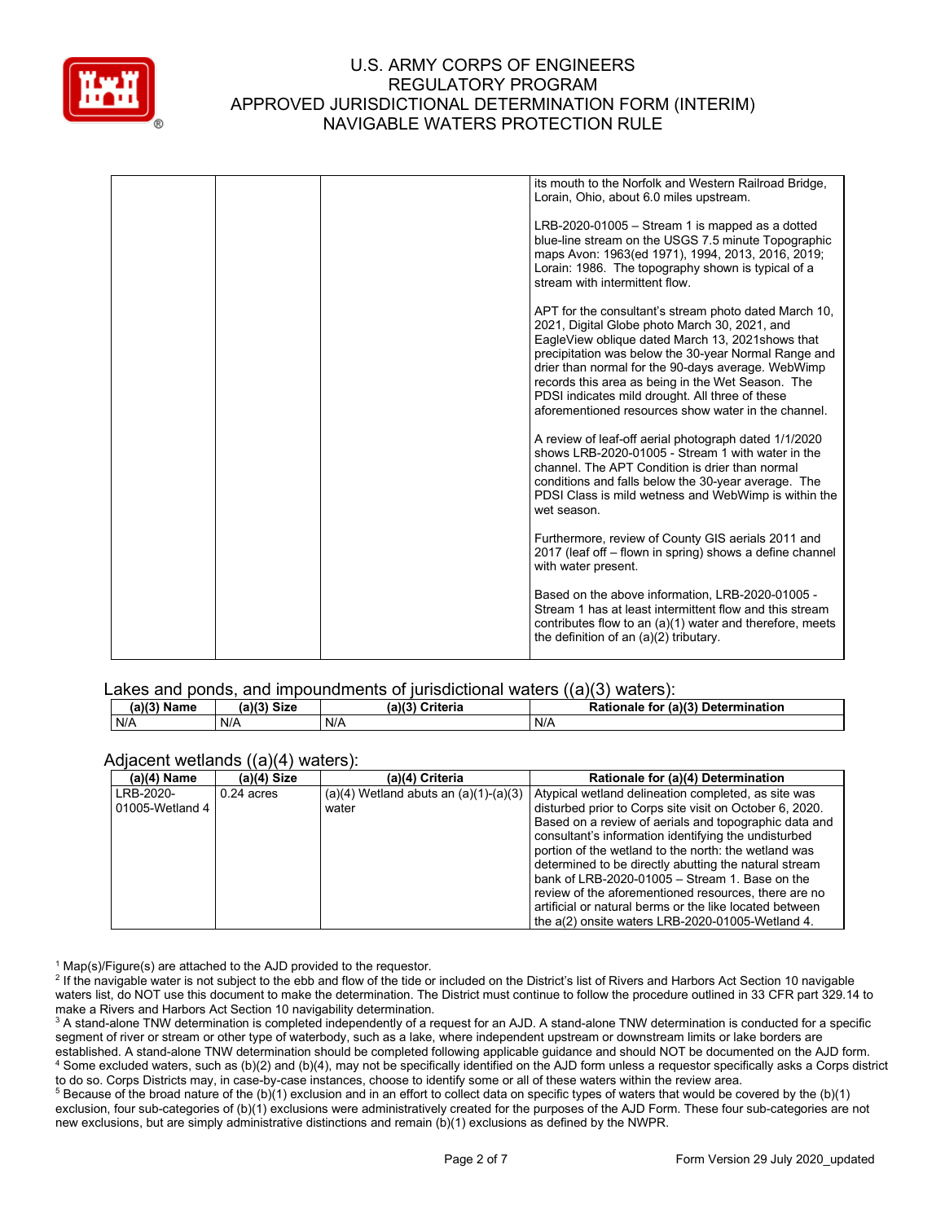| | | | its mouth to the Norfolk and Western Railroad Bridge, Lorain, Ohio, about 6.0 miles upstream.<br><br>LRB-2020-01005 – Stream 1 is mapped as a dotted blue-line stream on the USGS 7.5 minute Topographic maps Avon: 1963(ed 1971), 1994, 2013, 2016, 2019; Lorain: 1986. The topography shown is typical of a stream with intermittent flow.<br><br>APT for the consultant's stream photo dated March 10, 2021, Digital Globe photo March 30, 2021, and EagleView oblique dated March 13, 2021shows that precipitation was below the 30-year Normal Range and drier than normal for the 90-days average. WebWimp records this area as being in the Wet Season. The PDSI indicates mild drought. All three of these aforementioned resources show water in the channel.<br><br>A review of leaf-off aerial photograph dated 1/1/2020 shows LRB-2020-01005 - Stream 1 with water in the channel. The APT Condition is drier than normal conditions and falls below the 30-year average. The PDSI Class is mild wetness and WebWimp is within the wet season.<br><br>Furthermore, review of County GIS aerials 2011 and 2017 (leaf off – flown in spring) shows a define channel with water present.<br><br>Based on the above information, LRB-2020-01005 - Stream 1 has at least intermittent flow and this stream contributes flow to an (a)(1) water and therefore, meets the definition of an (a)(2) tributary. |
|---|---|---|---|

Lakes and ponds, and impoundments of jurisdictional waters ((a)(3) waters):

| (a)(3) Name | (a)(3) Size | (a)(3) Criteria | Rationale for (a)(3) Determination |
|---|---|---|---|
| N/A | N/A | N/A | N/A |

Adjacent wetlands ((a)(4) waters):

| (a)(4) Name | (a)(4) Size | (a)(4) Criteria | Rationale for (a)(4) Determination |
|---|---|---|---|
| LRB-2020-01005-Wetland 4 | 0.24 acres | (a)(4) Wetland abuts an (a)(1)-(a)(3) water | Atypical wetland delineation completed, as site was disturbed prior to Corps site visit on October 6, 2020. Based on a review of aerials and topographic data and consultant's information identifying the undisturbed portion of the wetland to the north: the wetland was determined to be directly abutting the natural stream bank of LRB-2020-01005 – Stream 1. Base on the review of the aforementioned resources, there are no artificial or natural berms or the like located between the a(2) onsite waters LRB-2020-01005-Wetland 4. |

[1] Map(s)/Figure(s) are attached to the AJD provided to the requestor.
[2] If the navigable water is not subject to the ebb and flow of the tide or included on the District's list of Rivers and Harbors Act Section 10 navigable waters list, do NOT use this document to make the determination. The District must continue to follow the procedure outlined in 33 CFR part 329.14 to make a Rivers and Harbors Act Section 10 navigability determination.
[3] A stand-alone TNW determination is completed independently of a request for an AJD. A stand-alone TNW determination is conducted for a specific segment of river or stream or other type of waterbody, such as a lake, where independent upstream or downstream limits or lake borders are established. A stand-alone TNW determination should be completed following applicable guidance and should NOT be documented on the AJD form.
[4] Some excluded waters, such as (b)(2) and (b)(4), may not be specifically identified on the AJD form unless a requestor specifically asks a Corps district to do so. Corps Districts may, in case-by-case instances, choose to identify some or all of these waters within the review area.
[5] Because of the broad nature of the (b)(1) exclusion and in an effort to collect data on specific types of waters that would be covered by the (b)(1) exclusion, four sub-categories of (b)(1) exclusions were administratively created for the purposes of the AJD Form. These four sub-categories are not new exclusions, but are simply administrative distinctions and remain (b)(1) exclusions as defined by the NWPR.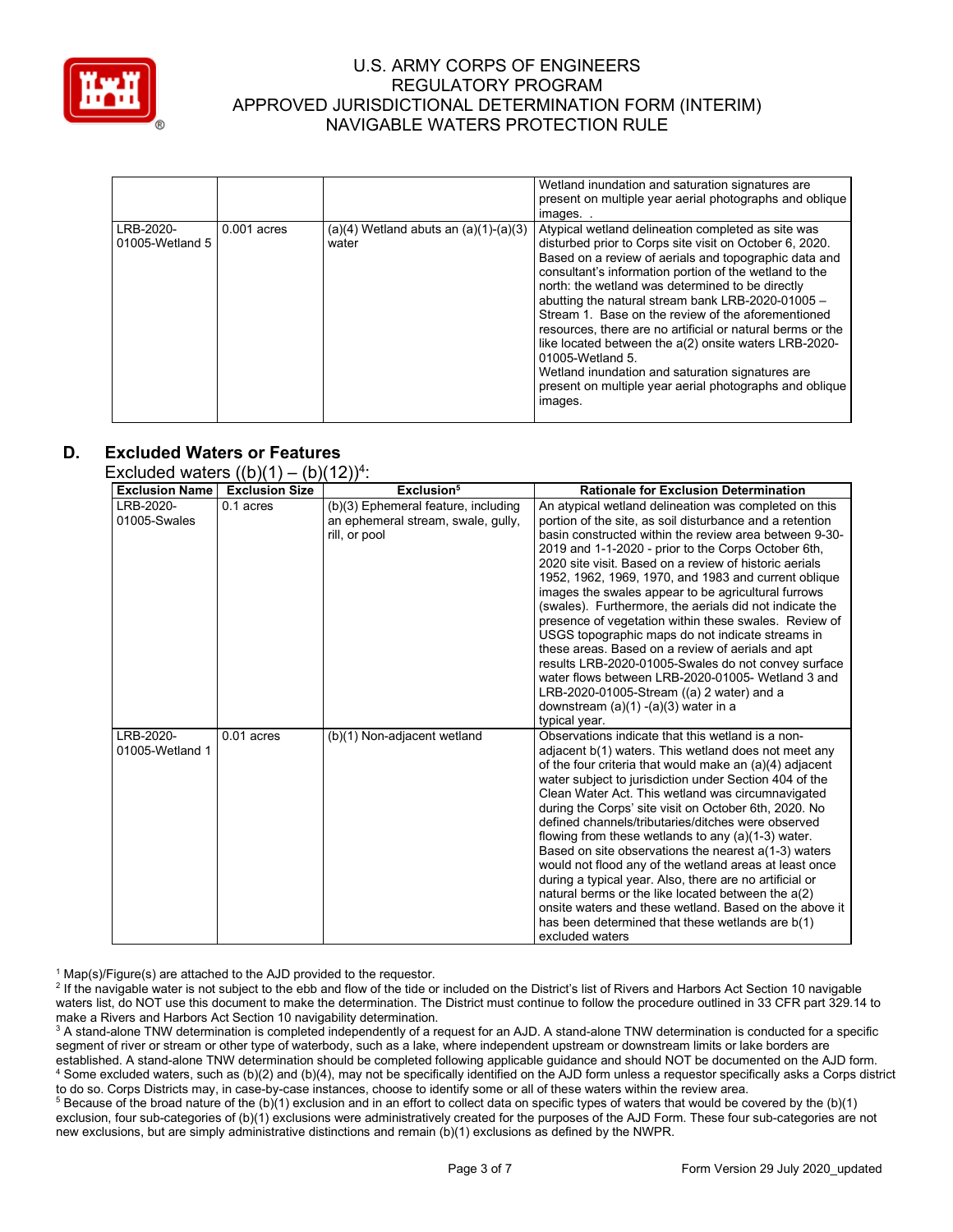| | | | |
|---|---|---|---|
| | | | Wetland inundation and saturation signatures are present on multiple year aerial photographs and oblique images. . |
| LRB-2020-01005-Wetland 5 | 0.001 acres | (a)(4) Wetland abuts an (a)(1)-(a)(3) water | Atypical wetland delineation completed as site was disturbed prior to Corps site visit on October 6, 2020. Based on a review of aerials and topographic data and consultant's information portion of the wetland to the north: the wetland was determined to be directly abutting the natural stream bank LRB-2020-01005 – Stream 1. Base on the review of the aforementioned resources, there are no artificial or natural berms or the like located between the a(2) onsite waters LRB-2020-01005-Wetland 5. Wetland inundation and saturation signatures are present on multiple year aerial photographs and oblique images. |

## D. Excluded Waters or Features

Excluded waters ((b)(1) – (b)(12))[4]:

| Exclusion Name | Exclusion Size | Exclusion[5] | Rationale for Exclusion Determination |
|---|---|---|---|
| LRB-2020-01005-Swales | 0.1 acres | (b)(3) Ephemeral feature, including an ephemeral stream, swale, gully, rill, or pool | An atypical wetland delineation was completed on this portion of the site, as soil disturbance and a retention basin constructed within the review area between 9-30-2019 and 1-1-2020 - prior to the Corps October 6th, 2020 site visit. Based on a review of historic aerials 1952, 1962, 1969, 1970, and 1983 and current oblique images the swales appear to be agricultural furrows (swales). Furthermore, the aerials did not indicate the presence of vegetation within these swales. Review of USGS topographic maps do not indicate streams in these areas. Based on a review of aerials and apt results LRB-2020-01005-Swales do not convey surface water flows between LRB-2020-01005- Wetland 3 and LRB-2020-01005-Stream ((a) 2 water) and a downstream (a)(1) -(a)(3) water in a typical year. |
| LRB-2020-01005-Wetland 1 | 0.01 acres | (b)(1) Non-adjacent wetland | Observations indicate that this wetland is a non-adjacent b(1) waters. This wetland does not meet any of the four criteria that would make an (a)(4) adjacent water subject to jurisdiction under Section 404 of the Clean Water Act. This wetland was circumnavigated during the Corps' site visit on October 6th, 2020. No defined channels/tributaries/ditches were observed flowing from these wetlands to any (a)(1-3) water. Based on site observations the nearest a(1-3) waters would not flood any of the wetland areas at least once during a typical year. Also, there are no artificial or natural berms or the like located between the a(2) onsite waters and these wetland. Based on the above it has been determined that these wetlands are b(1) excluded waters |

[1] Map(s)/Figure(s) are attached to the AJD provided to the requestor.

[2] If the navigable water is not subject to the ebb and flow of the tide or included on the District's list of Rivers and Harbors Act Section 10 navigable waters list, do NOT use this document to make the determination. The District must continue to follow the procedure outlined in 33 CFR part 329.14 to make a Rivers and Harbors Act Section 10 navigability determination.

[3] A stand-alone TNW determination is completed independently of a request for an AJD. A stand-alone TNW determination is conducted for a specific segment of river or stream or other type of waterbody, such as a lake, where independent upstream or downstream limits or lake borders are established. A stand-alone TNW determination should be completed following applicable guidance and should NOT be documented on the AJD form.

[4] Some excluded waters, such as (b)(2) and (b)(4), may not be specifically identified on the AJD form unless a requestor specifically asks a Corps district to do so. Corps Districts may, in case-by-case instances, choose to identify some or all of these waters within the review area.

[5] Because of the broad nature of the (b)(1) exclusion and in an effort to collect data on specific types of waters that would be covered by the (b)(1) exclusion, four sub-categories of (b)(1) exclusions were administratively created for the purposes of the AJD Form. These four sub-categories are not new exclusions, but are simply administrative distinctions and remain (b)(1) exclusions as defined by the NWPR.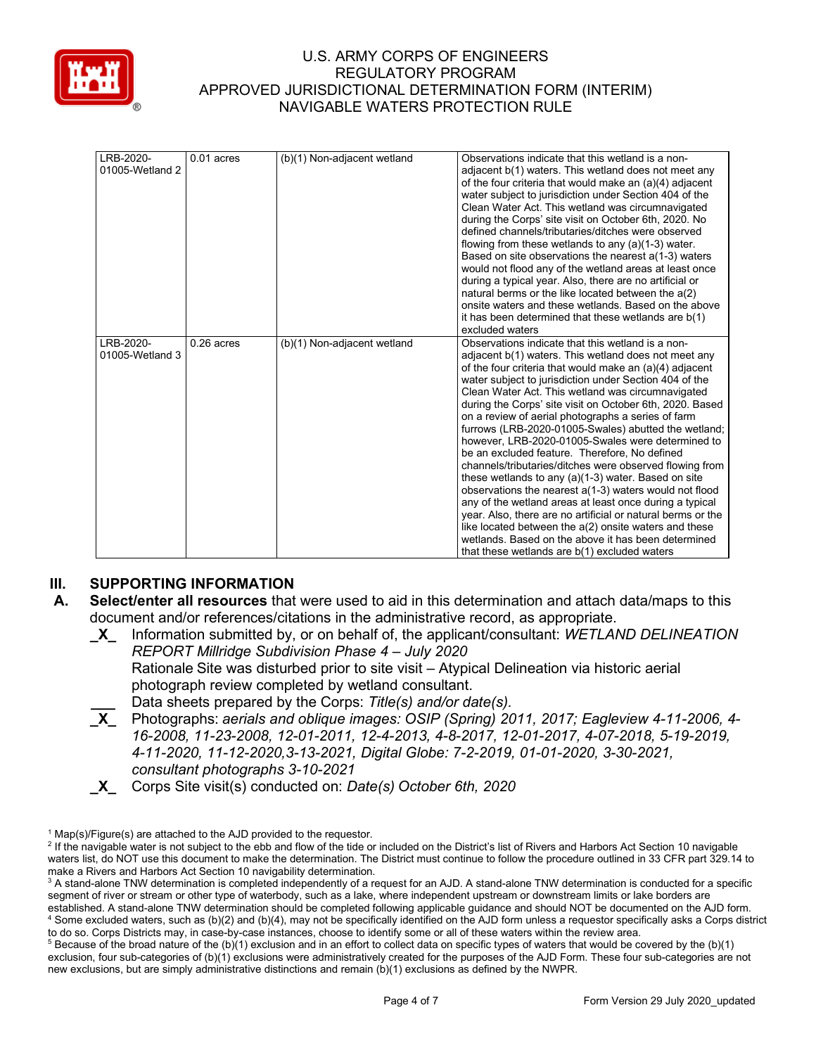| | | | |
|---|---|---|---|
| LRB-2020-01005-Wetland 2 | 0.01 acres | (b)(1) Non-adjacent wetland | Observations indicate that this wetland is a non-adjacent b(1) waters. This wetland does not meet any of the four criteria that would make an (a)(4) adjacent water subject to jurisdiction under Section 404 of the Clean Water Act. This wetland was circumnavigated during the Corps' site visit on October 6th, 2020. No defined channels/tributaries/ditches were observed flowing from these wetlands to any (a)(1-3) water. Based on site observations the nearest a(1-3) waters would not flood any of the wetland areas at least once during a typical year. Also, there are no artificial or natural berms or the like located between the a(2) onsite waters and these wetlands. Based on the above it has been determined that these wetlands are b(1) excluded waters |
| LRB-2020-01005-Wetland 3 | 0.26 acres | (b)(1) Non-adjacent wetland | Observations indicate that this wetland is a non-adjacent b(1) waters. This wetland does not meet any of the four criteria that would make an (a)(4) adjacent water subject to jurisdiction under Section 404 of the Clean Water Act. This wetland was circumnavigated during the Corps' site visit on October 6th, 2020. Based on a review of aerial photographs a series of farm furrows (LRB-2020-01005-Swales) abutted the wetland; however, LRB-2020-01005-Swales were determined to be an excluded feature. Therefore, No defined channels/tributaries/ditches were observed flowing from these wetlands to any (a)(1-3) water. Based on site observations the nearest a(1-3) waters would not flood any of the wetland areas at least once during a typical year. Also, there are no artificial or natural berms or the like located between the a(2) onsite waters and these wetlands. Based on the above it has been determined that these wetlands are b(1) excluded waters |

## III. SUPPORTING INFORMATION

**A. Select/enter all resources** that were used to aid in this determination and attach data/maps to this document and/or references/citations in the administrative record, as appropriate.

_X_ Information submitted by, or on behalf of, the applicant/consultant: *WETLAND DELINEATION REPORT Millridge Subdivision Phase 4 – July 2020*
Rationale Site was disturbed prior to site visit – Atypical Delineation via historic aerial photograph review completed by wetland consultant.

___ Data sheets prepared by the Corps: *Title(s) and/or date(s).*

_X_ Photographs: *aerials and oblique images: OSIP (Spring) 2011, 2017; Eagleview 4-11-2006, 4-16-2008, 11-23-2008, 12-01-2011, 12-4-2013, 4-8-2017, 12-01-2017, 4-07-2018, 5-19-2019, 4-11-2020, 11-12-2020,3-13-2021, Digital Globe: 7-2-2019, 01-01-2020, 3-30-2021, consultant photographs 3-10-2021*

_X_ Corps Site visit(s) conducted on: *Date(s) October 6th, 2020*

[1] Map(s)/Figure(s) are attached to the AJD provided to the requestor.
[2] If the navigable water is not subject to the ebb and flow of the tide or included on the District's list of Rivers and Harbors Act Section 10 navigable waters list, do NOT use this document to make the determination. The District must continue to follow the procedure outlined in 33 CFR part 329.14 to make a Rivers and Harbors Act Section 10 navigability determination.
[3] A stand-alone TNW determination is completed independently of a request for an AJD. A stand-alone TNW determination is conducted for a specific segment of river or stream or other type of waterbody, such as a lake, where independent upstream or downstream limits or lake borders are established. A stand-alone TNW determination should be completed following applicable guidance and should NOT be documented on the AJD form.
[4] Some excluded waters, such as (b)(2) and (b)(4), may not be specifically identified on the AJD form unless a requestor specifically asks a Corps district to do so. Corps Districts may, in case-by-case instances, choose to identify some or all of these waters within the review area.
[5] Because of the broad nature of the (b)(1) exclusion and in an effort to collect data on specific types of waters that would be covered by the (b)(1) exclusion, four sub-categories of (b)(1) exclusions were administratively created for the purposes of the AJD Form. These four sub-categories are not new exclusions, but are simply administrative distinctions and remain (b)(1) exclusions as defined by the NWPR.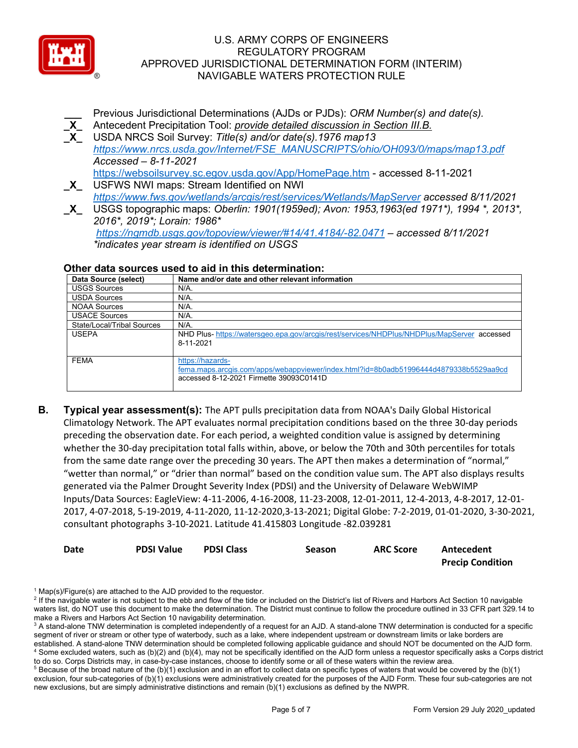___ Previous Jurisdictional Determinations (AJDs or PJDs): *ORM Number(s) and date(s).*
_X_ Antecedent Precipitation Tool: *provide detailed discussion in Section III.B.*
_X_ USDA NRCS Soil Survey: *Title(s) and/or date(s).1976 map13*
*https://www.nrcs.usda.gov/Internet/FSE_MANUSCRIPTS/ohio/OH093/0/maps/map13.pdf*
*Accessed – 8-11-2021*
https://websoilsurvey.sc.egov.usda.gov/App/HomePage.htm - accessed 8-11-2021
_X_ USFWS NWI maps: Stream Identified on NWI
*https://www.fws.gov/wetlands/arcgis/rest/services/Wetlands/MapServer accessed 8/11/2021*
_X_ USGS topographic maps: *Oberlin: 1901(1959ed); Avon: 1953,1963(ed 1971*), 1994 *, 2013*, 2016*, 2019*; Lorain: 1986**
*https://ngmdb.usgs.gov/topoview/viewer/#14/41.4184/-82.0471 – accessed 8/11/2021*
**indicates year stream is identified on USGS*

### Other data sources used to aid in this determination:

| Data Source (select) | Name and/or date and other relevant information |
|---|---|
| USGS Sources | N/A. |
| USDA Sources | N/A. |
| NOAA Sources | N/A. |
| USACE Sources | N/A. |
| State/Local/Tribal Sources | N/A. |
| USEPA | NHD Plus- https://watersgeo.epa.gov/arcgis/rest/services/NHDPlus/NHDPlus/MapServer accessed 8-11-2021 |
| FEMA | https://hazards-fema.maps.arcgis.com/apps/webappviewer/index.html?id=8b0adb51996444d4879338b5529aa9cd accessed 8-12-2021 Firmette 39093C0141D |

**B. Typical year assessment(s):** The APT pulls precipitation data from NOAA's Daily Global Historical Climatology Network. The APT evaluates normal precipitation conditions based on the three 30-day periods preceding the observation date. For each period, a weighted condition value is assigned by determining whether the 30-day precipitation total falls within, above, or below the 70th and 30th percentiles for totals from the same date range over the preceding 30 years. The APT then makes a determination of "normal," "wetter than normal," or "drier than normal" based on the condition value sum. The APT also displays results generated via the Palmer Drought Severity Index (PDSI) and the University of Delaware WebWIMP Inputs/Data Sources: EagleView: 4-11-2006, 4-16-2008, 11-23-2008, 12-01-2011, 12-4-2013, 4-8-2017, 12-01-2017, 4-07-2018, 5-19-2019, 4-11-2020, 11-12-2020,3-13-2021; Digital Globe: 7-2-2019, 01-01-2020, 3-30-2021, consultant photographs 3-10-2021. Latitude 41.415803 Longitude -82.039281

| Date | PDSI Value | PDSI Class | Season | ARC Score | Antecedent Precip Condition |
|---|---|---|---|---|---|

[1] Map(s)/Figure(s) are attached to the AJD provided to the requestor.
[2] If the navigable water is not subject to the ebb and flow of the tide or included on the District's list of Rivers and Harbors Act Section 10 navigable waters list, do NOT use this document to make the determination. The District must continue to follow the procedure outlined in 33 CFR part 329.14 to make a Rivers and Harbors Act Section 10 navigability determination.
[3] A stand-alone TNW determination is completed independently of a request for an AJD. A stand-alone TNW determination is conducted for a specific segment of river or stream or other type of waterbody, such as a lake, where independent upstream or downstream limits or lake borders are established. A stand-alone TNW determination should be completed following applicable guidance and should NOT be documented on the AJD form.
[4] Some excluded waters, such as (b)(2) and (b)(4), may not be specifically identified on the AJD form unless a requestor specifically asks a Corps district to do so. Corps Districts may, in case-by-case instances, choose to identify some or all of these waters within the review area.
[5] Because of the broad nature of the (b)(1) exclusion and in an effort to collect data on specific types of waters that would be covered by the (b)(1) exclusion, four sub-categories of (b)(1) exclusions were administratively created for the purposes of the AJD Form. These four sub-categories are not new exclusions, but are simply administrative distinctions and remain (b)(1) exclusions as defined by the NWPR.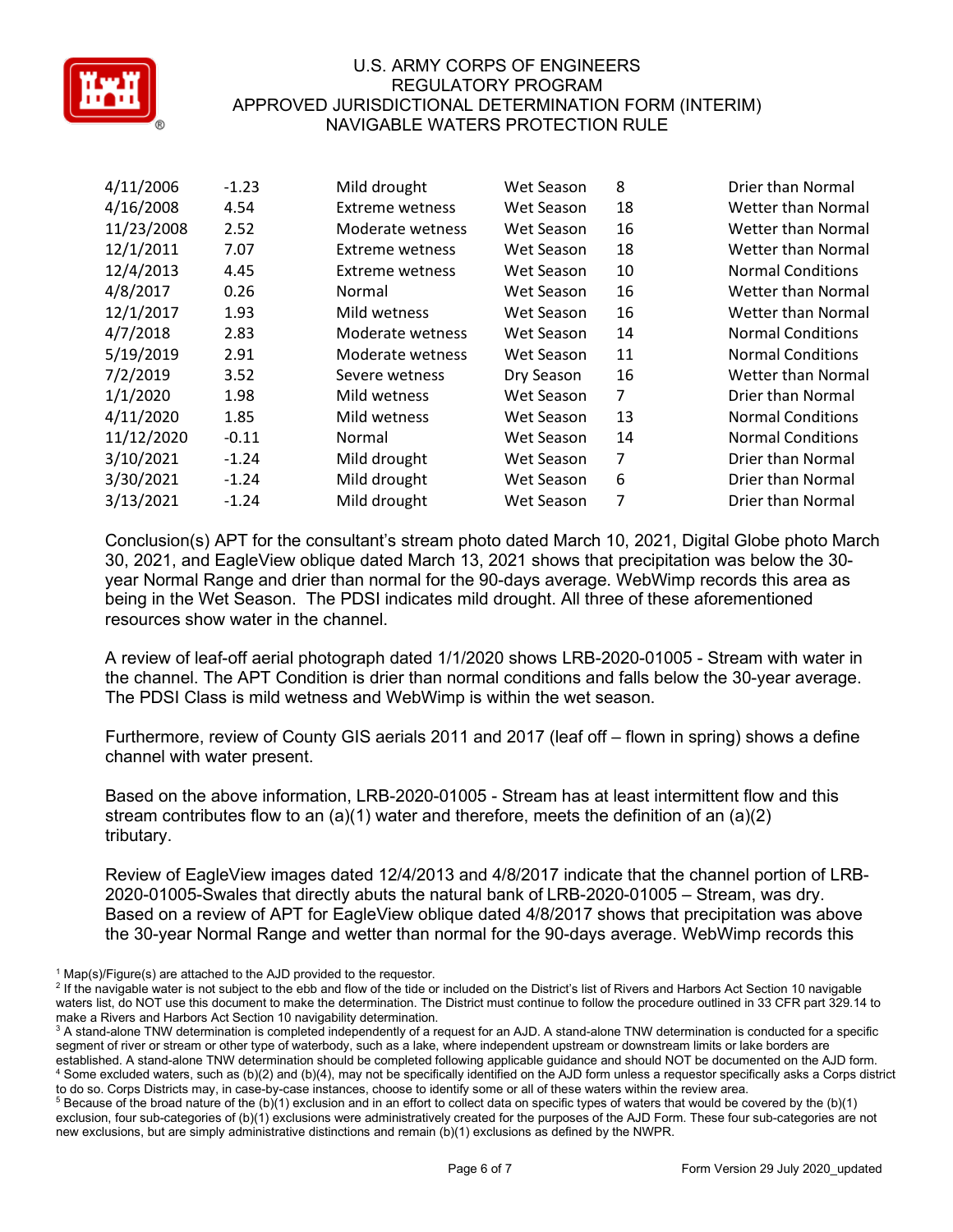| | | | | | |
|---|---|---|---|---|---|
| 4/11/2006 | -1.23 | Mild drought | Wet Season | 8 | Drier than Normal |
| 4/16/2008 | 4.54 | Extreme wetness | Wet Season | 18 | Wetter than Normal |
| 11/23/2008 | 2.52 | Moderate wetness | Wet Season | 16 | Wetter than Normal |
| 12/1/2011 | 7.07 | Extreme wetness | Wet Season | 18 | Wetter than Normal |
| 12/4/2013 | 4.45 | Extreme wetness | Wet Season | 10 | Normal Conditions |
| 4/8/2017 | 0.26 | Normal | Wet Season | 16 | Wetter than Normal |
| 12/1/2017 | 1.93 | Mild wetness | Wet Season | 16 | Wetter than Normal |
| 4/7/2018 | 2.83 | Moderate wetness | Wet Season | 14 | Normal Conditions |
| 5/19/2019 | 2.91 | Moderate wetness | Wet Season | 11 | Normal Conditions |
| 7/2/2019 | 3.52 | Severe wetness | Dry Season | 16 | Wetter than Normal |
| 1/1/2020 | 1.98 | Mild wetness | Wet Season | 7 | Drier than Normal |
| 4/11/2020 | 1.85 | Mild wetness | Wet Season | 13 | Normal Conditions |
| 11/12/2020 | -0.11 | Normal | Wet Season | 14 | Normal Conditions |
| 3/10/2021 | -1.24 | Mild drought | Wet Season | 7 | Drier than Normal |
| 3/30/2021 | -1.24 | Mild drought | Wet Season | 6 | Drier than Normal |
| 3/13/2021 | -1.24 | Mild drought | Wet Season | 7 | Drier than Normal |

Conclusion(s) APT for the consultant's stream photo dated March 10, 2021, Digital Globe photo March 30, 2021, and EagleView oblique dated March 13, 2021 shows that precipitation was below the 30-year Normal Range and drier than normal for the 90-days average. WebWimp records this area as being in the Wet Season. The PDSI indicates mild drought. All three of these aforementioned resources show water in the channel.

A review of leaf-off aerial photograph dated 1/1/2020 shows LRB-2020-01005 - Stream with water in the channel. The APT Condition is drier than normal conditions and falls below the 30-year average. The PDSI Class is mild wetness and WebWimp is within the wet season.

Furthermore, review of County GIS aerials 2011 and 2017 (leaf off – flown in spring) shows a define channel with water present.

Based on the above information, LRB-2020-01005 - Stream has at least intermittent flow and this stream contributes flow to an (a)(1) water and therefore, meets the definition of an (a)(2) tributary.

Review of EagleView images dated 12/4/2013 and 4/8/2017 indicate that the channel portion of LRB-2020-01005-Swales that directly abuts the natural bank of LRB-2020-01005 – Stream, was dry. Based on a review of APT for EagleView oblique dated 4/8/2017 shows that precipitation was above the 30-year Normal Range and wetter than normal for the 90-days average. WebWimp records this

[1] Map(s)/Figure(s) are attached to the AJD provided to the requestor.

[2] If the navigable water is not subject to the ebb and flow of the tide or included on the District's list of Rivers and Harbors Act Section 10 navigable waters list, do NOT use this document to make the determination. The District must continue to follow the procedure outlined in 33 CFR part 329.14 to make a Rivers and Harbors Act Section 10 navigability determination.

[3] A stand-alone TNW determination is completed independently of a request for an AJD. A stand-alone TNW determination is conducted for a specific segment of river or stream or other type of waterbody, such as a lake, where independent upstream or downstream limits or lake borders are established. A stand-alone TNW determination should be completed following applicable guidance and should NOT be documented on the AJD form.

[4] Some excluded waters, such as (b)(2) and (b)(4), may not be specifically identified on the AJD form unless a requestor specifically asks a Corps district to do so. Corps Districts may, in case-by-case instances, choose to identify some or all of these waters within the review area.

[5] Because of the broad nature of the (b)(1) exclusion and in an effort to collect data on specific types of waters that would be covered by the (b)(1) exclusion, four sub-categories of (b)(1) exclusions were administratively created for the purposes of the AJD Form. These four sub-categories are not new exclusions, but are simply administrative distinctions and remain (b)(1) exclusions as defined by the NWPR.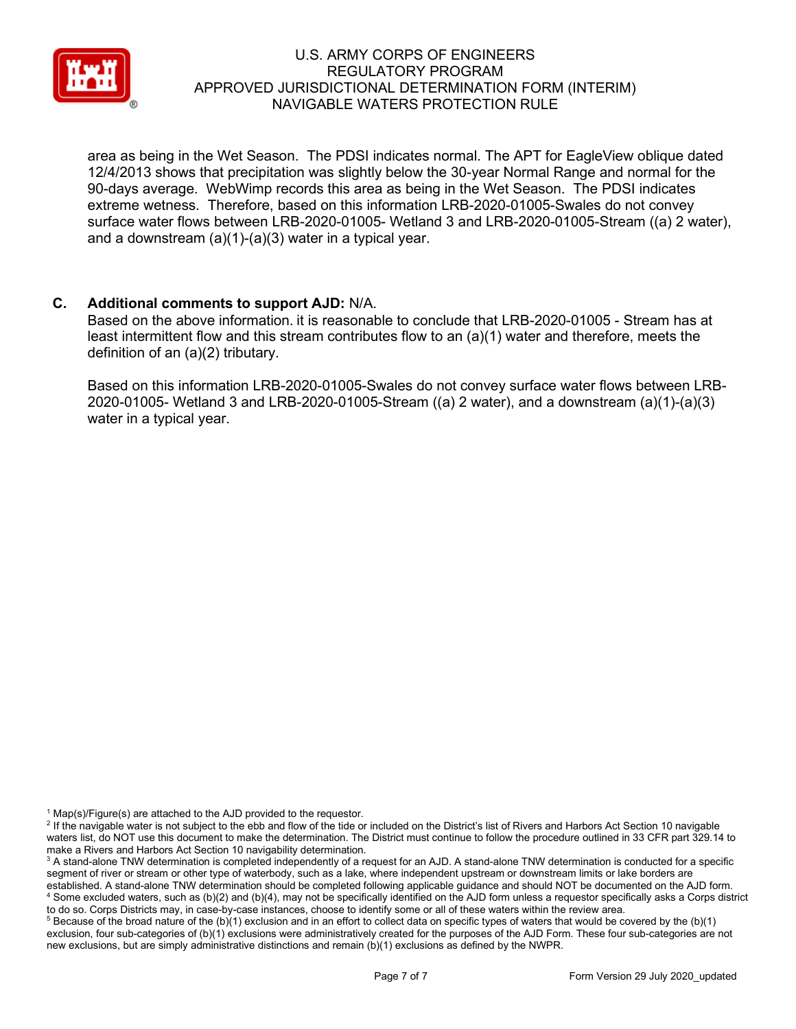area as being in the Wet Season. The PDSI indicates normal. The APT for EagleView oblique dated 12/4/2013 shows that precipitation was slightly below the 30-year Normal Range and normal for the 90-days average. WebWimp records this area as being in the Wet Season. The PDSI indicates extreme wetness. Therefore, based on this information LRB-2020-01005-Swales do not convey surface water flows between LRB-2020-01005- Wetland 3 and LRB-2020-01005-Stream ((a) 2 water), and a downstream (a)(1)-(a)(3) water in a typical year.

**C. Additional comments to support AJD:** N/A.

Based on the above information. it is reasonable to conclude that LRB-2020-01005 - Stream has at least intermittent flow and this stream contributes flow to an (a)(1) water and therefore, meets the definition of an (a)(2) tributary.

Based on this information LRB-2020-01005-Swales do not convey surface water flows between LRB-2020-01005- Wetland 3 and LRB-2020-01005-Stream ((a) 2 water), and a downstream (a)(1)-(a)(3) water in a typical year.

[1] Map(s)/Figure(s) are attached to the AJD provided to the requestor.

[2] If the navigable water is not subject to the ebb and flow of the tide or included on the District's list of Rivers and Harbors Act Section 10 navigable waters list, do NOT use this document to make the determination. The District must continue to follow the procedure outlined in 33 CFR part 329.14 to make a Rivers and Harbors Act Section 10 navigability determination.

[3] A stand-alone TNW determination is completed independently of a request for an AJD. A stand-alone TNW determination is conducted for a specific segment of river or stream or other type of waterbody, such as a lake, where independent upstream or downstream limits or lake borders are established. A stand-alone TNW determination should be completed following applicable guidance and should NOT be documented on the AJD form.

[4] Some excluded waters, such as (b)(2) and (b)(4), may not be specifically identified on the AJD form unless a requestor specifically asks a Corps district to do so. Corps Districts may, in case-by-case instances, choose to identify some or all of these waters within the review area.

[5] Because of the broad nature of the (b)(1) exclusion and in an effort to collect data on specific types of waters that would be covered by the (b)(1) exclusion, four sub-categories of (b)(1) exclusions were administratively created for the purposes of the AJD Form. These four sub-categories are not new exclusions, but are simply administrative distinctions and remain (b)(1) exclusions as defined by the NWPR.